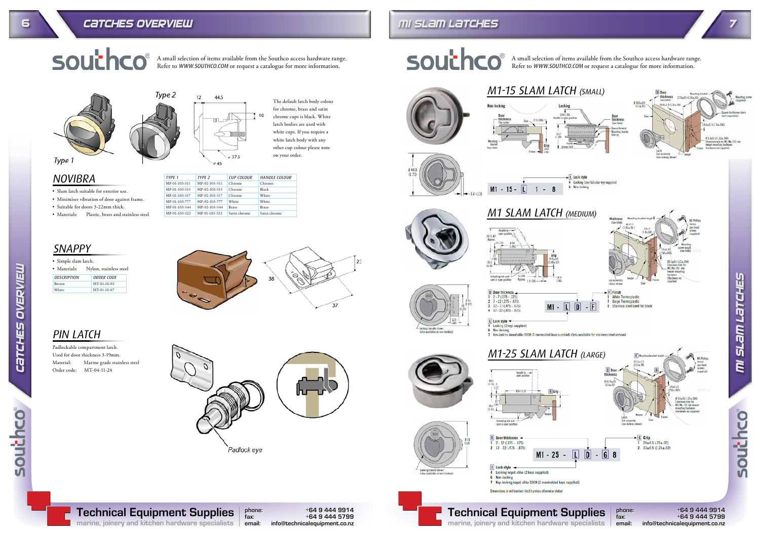# CATCHES OVERVIEW

southco® A small selection of items available from the Southco access hardware range. Refer to WWW.SOUTHCO.COM or request a catalogue for more information.

Type 2

Type 1

The default latch body colour for chrome, brass and satin chrome cups is black. White latch bodies are used with white cups. If you require a white latch body with any other cup colour please note on your order.

## NOVIBRA

- Slam latch suitable for exterior use.
- Minimises vibration of door against frame.
- Suitable for doors 3-22mm thick.
- Materials: Plastic, brass and stainless steel

| TYPE 1 | TYPE 2 | CUP COLOUR | HANDLE COLOUR |
|---|---|---|---|
| MP-01-103-511 | MP-02-103-511 | Chrome | Chrome |
| MP-01-103-515 | MP-02-103-515 | Chrome | Black |
| MP-01-103-517 | MP-02-103-517 | Chrome | White |
| MP-01-103-777 | MP-02-103-777 | White | White |
| MP-01-103-544 | MP-02-103-544 | Brass | Brass |
| MP-01-103-522 | MP-02-103-522 | Satin chrome | Satin chrome |

## SNAPPY

- Simple slam latch.
- Materials: Nylon, stainless steel

| DESCRIPTION | ORDER CODE |
|---|---|
| Brown | MT-01-10-03 |
| White | MT-01-10-07 |

## PIN LATCH

Padlockable compartment latch.
Used for door thickness 3-19mm.
Material: Marine grade stainless steel
Order code: MT-04-11-24

Padlock eye

# MI SLAM LATCHES

southco® A small selection of items available from the Southco access hardware range. Refer to WWW.SOUTHCO.COM or request a catalogue for more information.

## M1-15 SLAM LATCH (SMALL)

M1 - 15 - L 1 - 8

L Lock style
4 Locking (one tubular key supplied)
6 Non-locking

## M1 SLAM LATCH (MEDIUM)

M1 - L D - F

D Door thickness
1 2 - 7 (.075 - .275)
2 7 - 12 (.275 - .475)
3 12 - 17 (.475 - .675)
4 17 - 22 (.675 - .875)

F Finish
1 White Thermoplastic
7 Beige Thermoplastic
8 Stainless steel (omit for black)

L Lock style
4 Locking (2 keys supplied)
6 Non-locking
7 Key-locking keyed alike S008 (2 overmolded keys supplied) (Only available for stainless steel version)

## M1-25 SLAM LATCH (LARGE)

M1 - 25 - L D - G 8

D Door thickness
1 2 - 12 (.075 - .475)
2 12 - 22 (.475 - .875)

G Grip
1 24±0.5 (.75±.02)
2 32±0.5 (1.25±.02)

L Lock style
4 Locking keyed alike (2 keys supplied)
6 Non-locking
7 Key-locking keyed alike S008 (2 overmolded keys supplied)

Dimensions in millimeters (inch) unless otherwise stated

**Technical Equipment Supplies**
marine, joinery and kitchen hardware specialists
phone: +64 9 444 9914
fax: +64 9 444 5799
email: info@technicalequipment.co.nz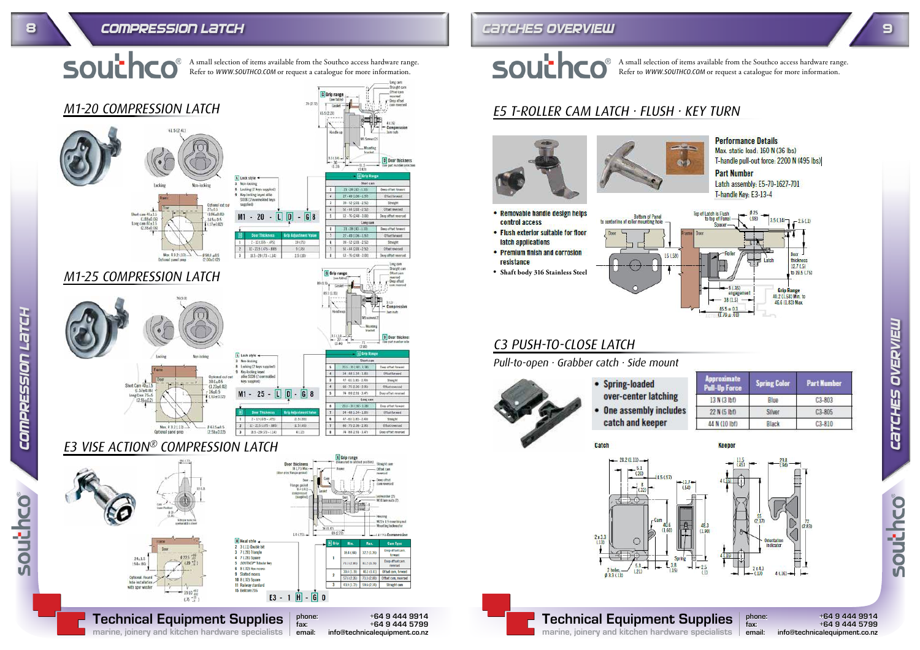# COMPRESSION LATCH

southco® A small selection of items available from the Southco access hardware range. Refer to *WWW.SOUTHCO.COM* or request a catalogue for more information.

## M1-20 COMPRESSION LATCH

Locking · Non-locking

M1 - 20 - L D - G 8

L Lock style
3 Non-locking
8 Locking (2 keys supplied)
9 Key-locking keyed alike S008 (2 overmolded keys supplied)

| D | Door Thickness | Grip Adjustment Value |
|---|---|---|
| 1 | 2 - 12 (.075 - .475) | 19 (.75) |
| 2 | 12 - 22.5 (.475 - .885) | 9 (.35) |
| 3 | 18.5 - 29 (.73 - 1.14) | 2.5 (.10) |

| G | Grip Range | |
|---|---|---|
| | Short cam | |
| 1 | 23 - 28 (.93 - 1.10) | Deep offset forward |
| 4 | 27 - 40 (1.06 - 1.57) | Offset forward |
| 3 | 39 - 52 (2.01 - 2.52) | Straight |
| 4 | 51 - 64 (2.01 - 2.52) | Offset reversed |
| 5 | 63 - 76 (2.48 - 3.00) | Deep offset reversed |
| | Long cam | |
| 0 | 23 - 28 (.93 - 1.10) | Deep offset forward |
| 7 | 27 - 40 (1.06 - 1.57) | Offset forward |
| 8 | 39 - 52 (2.01 - 2.52) | Straight |
| 9 | 51 - 64 (2.01 - 2.52) | Offset reversed |
| 6 | 63 - 76 (2.48 - 3.00) | Deep offset reversed |

## M1-25 COMPRESSION LATCH

Locking · Non-locking

M1 - 25 - L D - G 8

L Lock style
3 Non-locking
8 Locking (2 keys supplied)
9 Key-locking keyed alike S008 (2 overmolded keys supplied)

| D | Door Thickness | Grip Adjustment Value |
|---|---|---|
| 1 | 2 - 12 (.075 - .475) | 21.3 (.83) |
| 2 | 12 - 21.5 (.475 - .885) | 11.3 (.45) |
| 3 | 18.5 - 29 (.73 - 1.14) | 4 (.13) |

| G | Grip Range | |
|---|---|---|
| | Short cam | |
| 5 | 23.5 - 35 (.93 - 1.38) | Deep offset forward |
| 4 | 34 - 48 (1.34 - 1.89) | Offset forward |
| 3 | 47 - 61 (1.85 - 2.40) | Straight |
| 4 | 60 - 75 (2.36 - 2.95) | Offset reversed |
| 5 | 74 - 88 (2.91 - 3.47) | Deep offset reversed |
| | Long cam | |
| 6 | 23.5 - 35 (.93 - 1.38) | Deep offset forward |
| 7 | 34 - 48 (1.34 - 1.89) | Offset forward |
| 8 | 47 - 61 (1.85 - 2.40) | Straight |
| 9 | 60 - 75 (2.36 - 2.95) | Offset reversed |
| 0 | 74 - 88 (2.91 - 3.47) | Deep offset reversed |

## E3 VISE ACTION® COMPRESSION LATCH

E3 - 1 H - G 0

H Head style
2 3 (.11) Double bit
3 7 (.28) Triangle
4 7 (.28) Square
5 20 (TWO) Tubular key
6 8 (.32) Hex recess
9 Slotted recess
10 8 (.32) Square
11 Railway standard
15 Emkora 216

| G Grip | Min. | Max. | Cam Type |
|---|---|---|---|
| 1 | 16.4 (.65) | 32.2 (1.26) | Deep offset cam, forward |
| | 21.1 (.83) | 36.7 (1.39) | Deep offset cam, reversed |
| 2 | 30.4 (1.19) | 46.1 (1.81) | Offset cam, forward |
| | 57.6 (2.26) | 73.3 (2.88) | Offset cam, reversed |
| 3 | 43.9 (1.72) | 59.6 (2.34) | Straight cam |

# CATCHES OVERVIEW

southco® A small selection of items available from the Southco access hardware range. Refer to *WWW.SOUTHCO.COM* or request a catalogue for more information.

## E5 T-ROLLER CAM LATCH · FLUSH · KEY TURN

- Removable handle design helps control access
- Flush exterior suitable for floor latch applications
- Premium finish and corrosion resistance
- Shaft body 316 Stainless Steel

**Performance Details**
Max. static load: 160 N (36 lbs)
T-handle pull-out force: 2200 N (495 lbs)

**Part Number**
Latch assembly: E5-70-1627-701
T-handle Key: E3-13-4

## C3 PUSH-TO-CLOSE LATCH

*Pull-to-open · Grabber catch · Side mount*

- Spring-loaded over-center latching
- One assembly includes catch and keeper

| Approximate Pull-Up Force | Spring Color | Part Number |
|---|---|---|
| 13 N (3 lbf) | Blue | C3-803 |
| 22 N (5 lbf) | Silver | C3-805 |
| 44 N (10 lbf) | Black | C3-810 |

Catch · Keeper

**Technical Equipment Supplies** — marine, joinery and kitchen hardware specialists
phone: +64 9 444 9914
fax: +64 9 444 5799
email: info@technicalequipment.co.nz